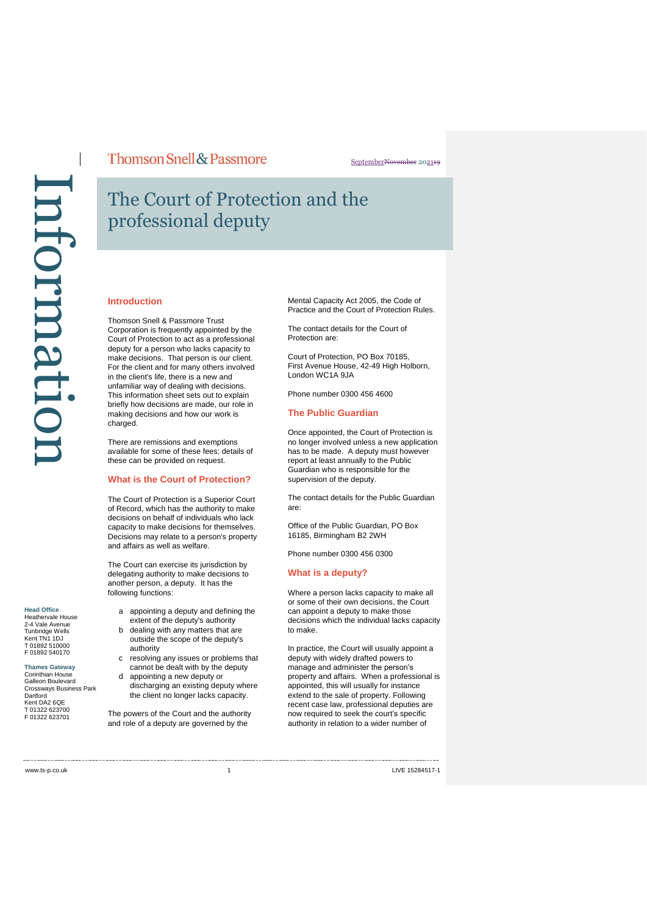Thomson Snell & Passmore

SeptemberNovember 202119

# The Court of Protection and the professional deputy

## Introduction

Thomson Snell & Passmore Trust Corporation is frequently appointed by the Court of Protection to act as a professional deputy for a person who lacks capacity to make decisions. That person is our client. For the client and for many others involved in the client's life, there is a new and unfamiliar way of dealing with decisions. This information sheet sets out to explain briefly how decisions are made, our role in making decisions and how our work is charged.

There are remissions and exemptions available for some of these fees; details of these can be provided on request.

## What is the Court of Protection?

The Court of Protection is a Superior Court of Record, which has the authority to make decisions on behalf of individuals who lack capacity to make decisions for themselves. Decisions may relate to a person's property and affairs as well as welfare.

The Court can exercise its jurisdiction by delegating authority to make decisions to another person, a deputy. It has the following functions:

a appointing a deputy and defining the extent of the deputy's authority
b dealing with any matters that are outside the scope of the deputy's authority
c resolving any issues or problems that cannot be dealt with by the deputy
d appointing a new deputy or discharging an existing deputy where the client no longer lacks capacity.

The powers of the Court and the authority and role of a deputy are governed by the Mental Capacity Act 2005, the Code of Practice and the Court of Protection Rules.

The contact details for the Court of Protection are:

Court of Protection, PO Box 70185, First Avenue House, 42-49 High Holborn, London WC1A 9JA

Phone number 0300 456 4600

## The Public Guardian

Once appointed, the Court of Protection is no longer involved unless a new application has to be made. A deputy must however report at least annually to the Public Guardian who is responsible for the supervision of the deputy.

The contact details for the Public Guardian are:

Office of the Public Guardian, PO Box 16185, Birmingham B2 2WH

Phone number 0300 456 0300

## What is a deputy?

Where a person lacks capacity to make all or some of their own decisions, the Court can appoint a deputy to make those decisions which the individual lacks capacity to make.

In practice, the Court will usually appoint a deputy with widely drafted powers to manage and administer the person's property and affairs. When a professional is appointed, this will usually for instance extend to the sale of property. Following recent case law, professional deputies are now required to seek the court's specific authority in relation to a wider number of

**Head Office**
Heathervale House
2-4 Vale Avenue
Tunbridge Wells
Kent TN1 1DJ
T 01892 510000
F 01892 540170

**Thames Gateway**
Corinthian House
Galleon Boulevard
Crossways Business Park
Dartford
Kent DA2 6QE
T 01322 623700
F 01322 623701

www.ts-p.co.uk

LIVE 15284517-1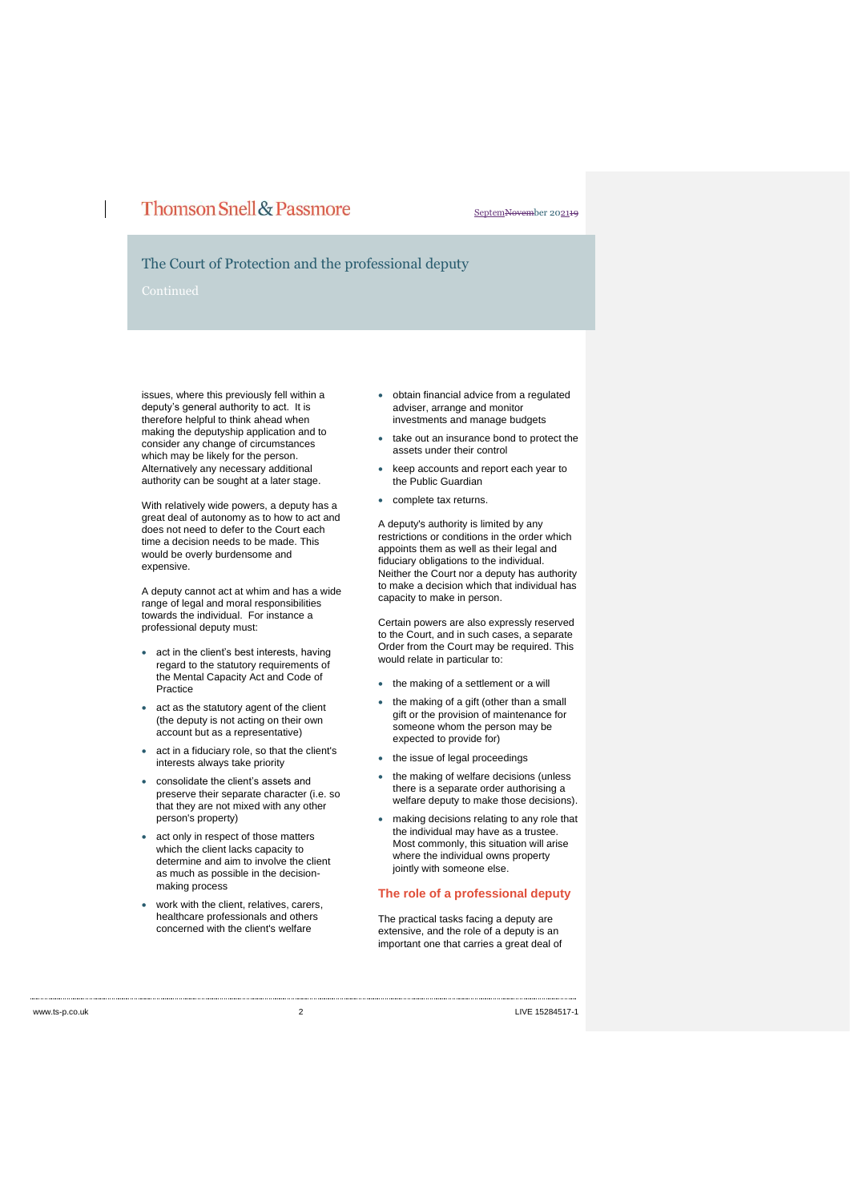issues, where this previously fell within a deputy's general authority to act. It is therefore helpful to think ahead when making the deputyship application and to consider any change of circumstances which may be likely for the person. Alternatively any necessary additional authority can be sought at a later stage.

With relatively wide powers, a deputy has a great deal of autonomy as to how to act and does not need to defer to the Court each time a decision needs to be made. This would be overly burdensome and expensive.

A deputy cannot act at whim and has a wide range of legal and moral responsibilities towards the individual. For instance a professional deputy must:

- act in the client's best interests, having regard to the statutory requirements of the Mental Capacity Act and Code of Practice
- act as the statutory agent of the client (the deputy is not acting on their own account but as a representative)
- act in a fiduciary role, so that the client's interests always take priority
- consolidate the client's assets and preserve their separate character (i.e. so that they are not mixed with any other person's property)
- act only in respect of those matters which the client lacks capacity to determine and aim to involve the client as much as possible in the decision-making process
- work with the client, relatives, carers, healthcare professionals and others concerned with the client's welfare
- obtain financial advice from a regulated adviser, arrange and monitor investments and manage budgets
- take out an insurance bond to protect the assets under their control
- keep accounts and report each year to the Public Guardian
- complete tax returns.

A deputy's authority is limited by any restrictions or conditions in the order which appoints them as well as their legal and fiduciary obligations to the individual. Neither the Court nor a deputy has authority to make a decision which that individual has capacity to make in person.

Certain powers are also expressly reserved to the Court, and in such cases, a separate Order from the Court may be required. This would relate in particular to:

- the making of a settlement or a will
- the making of a gift (other than a small gift or the provision of maintenance for someone whom the person may be expected to provide for)
- the issue of legal proceedings
- the making of welfare decisions (unless there is a separate order authorising a welfare deputy to make those decisions).
- making decisions relating to any role that the individual may have as a trustee. Most commonly, this situation will arise where the individual owns property jointly with someone else.

## The role of a professional deputy

The practical tasks facing a deputy are extensive, and the role of a deputy is an important one that carries a great deal of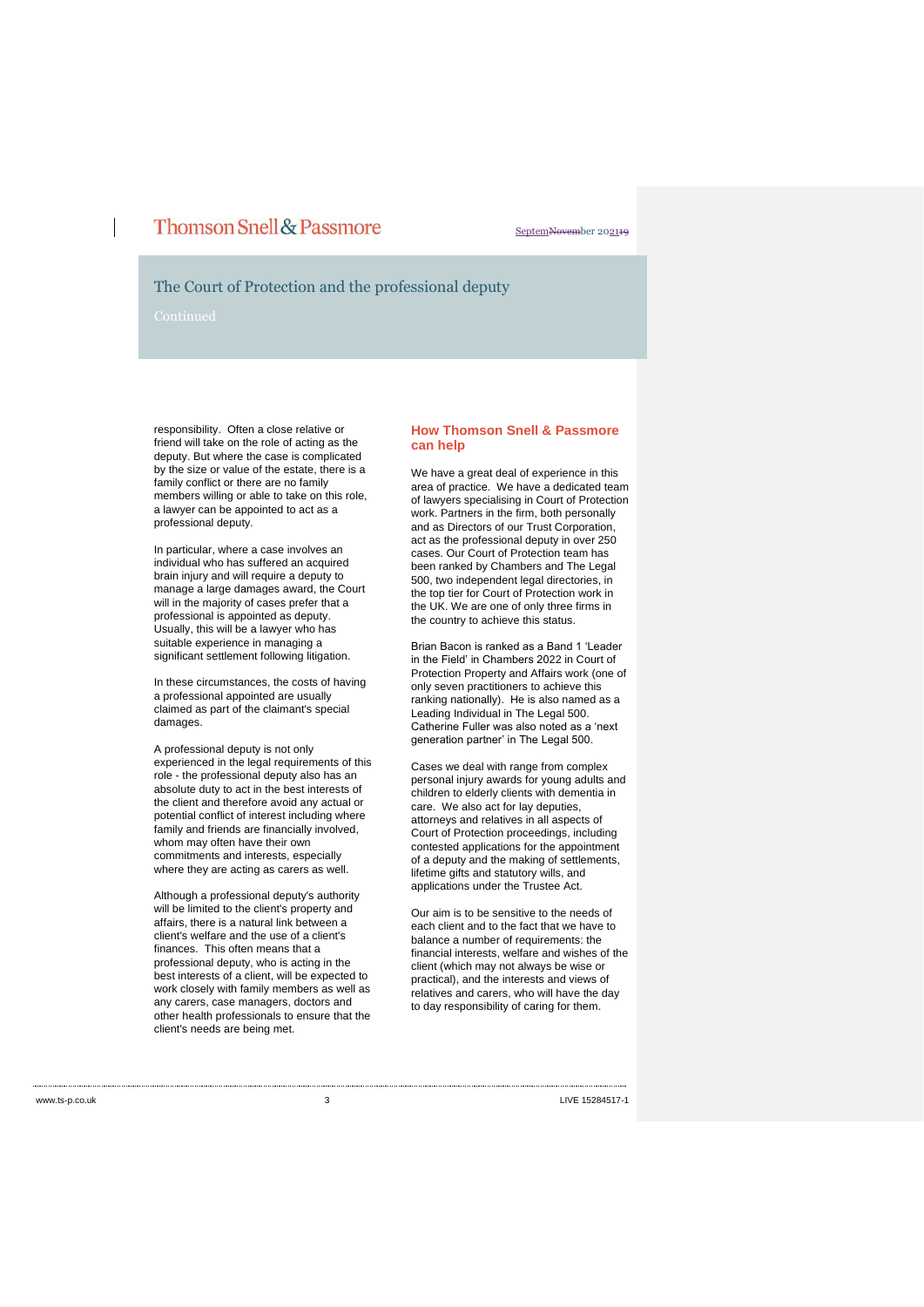## The Court of Protection and the professional deputy

Continued

responsibility. Often a close relative or friend will take on the role of acting as the deputy. But where the case is complicated by the size or value of the estate, there is a family conflict or there are no family members willing or able to take on this role, a lawyer can be appointed to act as a professional deputy.

In particular, where a case involves an individual who has suffered an acquired brain injury and will require a deputy to manage a large damages award, the Court will in the majority of cases prefer that a professional is appointed as deputy. Usually, this will be a lawyer who has suitable experience in managing a significant settlement following litigation.

In these circumstances, the costs of having a professional appointed are usually claimed as part of the claimant's special damages.

A professional deputy is not only experienced in the legal requirements of this role - the professional deputy also has an absolute duty to act in the best interests of the client and therefore avoid any actual or potential conflict of interest including where family and friends are financially involved, whom may often have their own commitments and interests, especially where they are acting as carers as well.

Although a professional deputy's authority will be limited to the client's property and affairs, there is a natural link between a client's welfare and the use of a client's finances. This often means that a professional deputy, who is acting in the best interests of a client, will be expected to work closely with family members as well as any carers, case managers, doctors and other health professionals to ensure that the client's needs are being met.

### How Thomson Snell & Passmore can help

We have a great deal of experience in this area of practice. We have a dedicated team of lawyers specialising in Court of Protection work. Partners in the firm, both personally and as Directors of our Trust Corporation, act as the professional deputy in over 250 cases. Our Court of Protection team has been ranked by Chambers and The Legal 500, two independent legal directories, in the top tier for Court of Protection work in the UK. We are one of only three firms in the country to achieve this status.

Brian Bacon is ranked as a Band 1 'Leader in the Field' in Chambers 2022 in Court of Protection Property and Affairs work (one of only seven practitioners to achieve this ranking nationally). He is also named as a Leading Individual in The Legal 500. Catherine Fuller was also noted as a 'next generation partner' in The Legal 500.

Cases we deal with range from complex personal injury awards for young adults and children to elderly clients with dementia in care. We also act for lay deputies, attorneys and relatives in all aspects of Court of Protection proceedings, including contested applications for the appointment of a deputy and the making of settlements, lifetime gifts and statutory wills, and applications under the Trustee Act.

Our aim is to be sensitive to the needs of each client and to the fact that we have to balance a number of requirements: the financial interests, welfare and wishes of the client (which may not always be wise or practical), and the interests and views of relatives and carers, who will have the day to day responsibility of caring for them.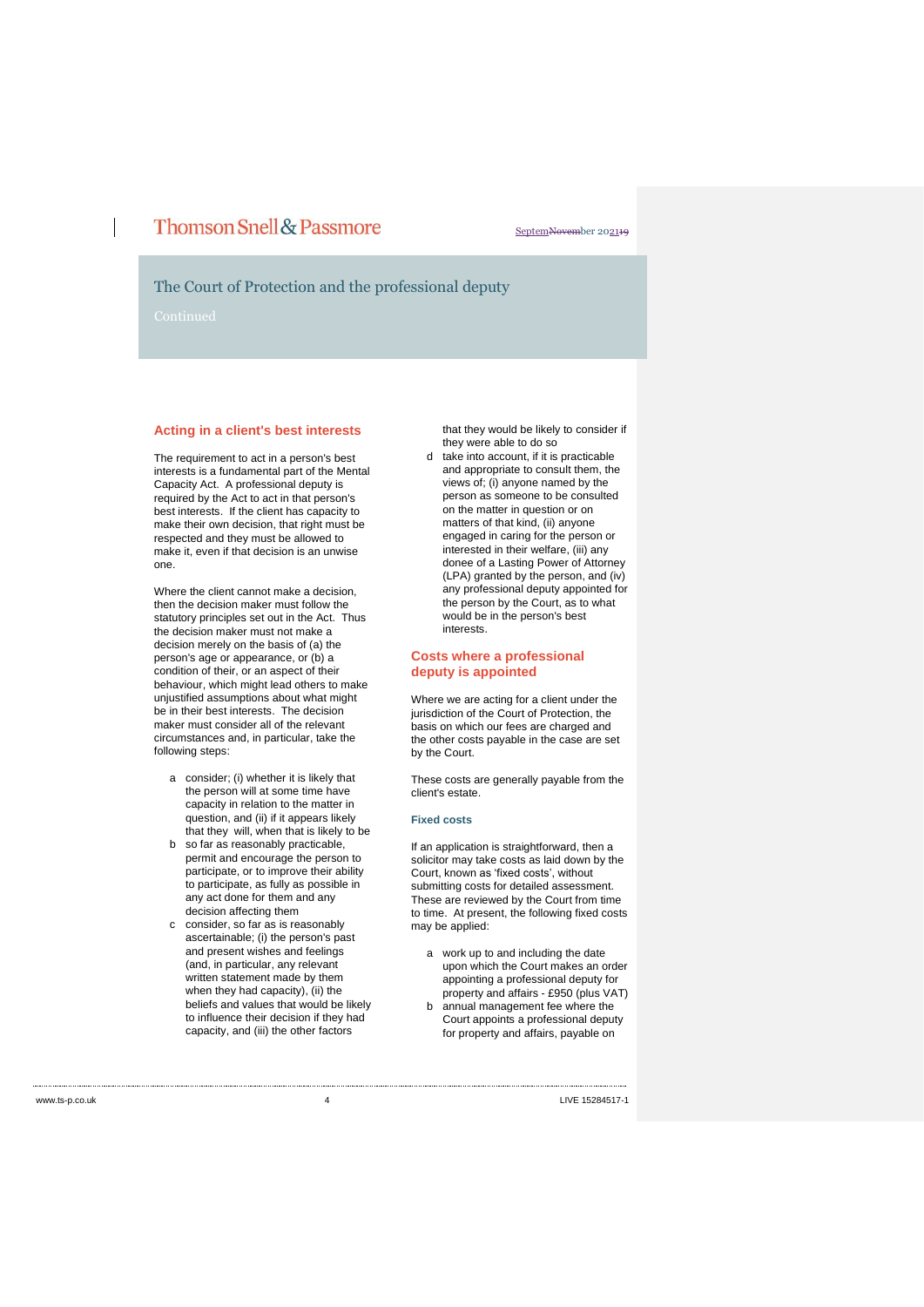## Acting in a client's best interests

The requirement to act in a person's best interests is a fundamental part of the Mental Capacity Act. A professional deputy is required by the Act to act in the client's best interests. If the client has capacity to make their own decision, that right must be respected and they must be allowed to make it, even if that decision is an unwise one.

Where the client cannot make a decision, then the decision maker must follow the statutory principles set out in the Act. Thus the decision maker must not make a decision merely on the basis of (a) the person's age or appearance, or (b) a condition of their, or an aspect of their behaviour, which might lead others to make unjustified assumptions about what might be in their best interests. The decision maker must consider all of the relevant circumstances and, in particular, take the following steps:

a. consider; (i) whether it is likely that the person will at some time have capacity in relation to the matter in question, and (ii) if it appears likely that they will, when that is likely to be
b. so far as reasonably practicable, permit and encourage the person to participate, or to improve their ability to participate, as fully as possible in any act done for them and any decision affecting them
c. consider, so far as is reasonably ascertainable; (i) the person's past and present wishes and feelings (and, in particular, any relevant written statement made by them when they had capacity), (ii) the beliefs and values that would be likely to influence their decision if they had capacity, and (iii) the other factors that they would be likely to consider if they were able to do so
d. take into account, if it is practicable and appropriate to consult them, the views of; (i) anyone named by the person as someone to be consulted on the matter in question or on matters of that kind, (ii) anyone engaged in caring for the person or interested in their welfare, (iii) any donee of a Lasting Power of Attorney (LPA) granted by the person, and (iv) any professional deputy appointed for the person by the Court, as to what would be in the person's best interests.

## Costs where a professional deputy is appointed

Where we are acting for a client under the jurisdiction of the Court of Protection, the basis on which our fees are charged and the other costs payable in the case are set by the Court.

These costs are generally payable from the client's estate.

### Fixed costs

If an application is straightforward, then a solicitor may take costs as laid down by the Court, known as 'fixed costs', without submitting costs for detailed assessment. These are reviewed by the Court from time to time. At present, the following fixed costs may be applied:

a. work up to and including the date upon which the Court makes an order appointing a professional deputy for property and affairs - £950 (plus VAT)
b. annual management fee where the Court appoints a professional deputy for property and affairs, payable on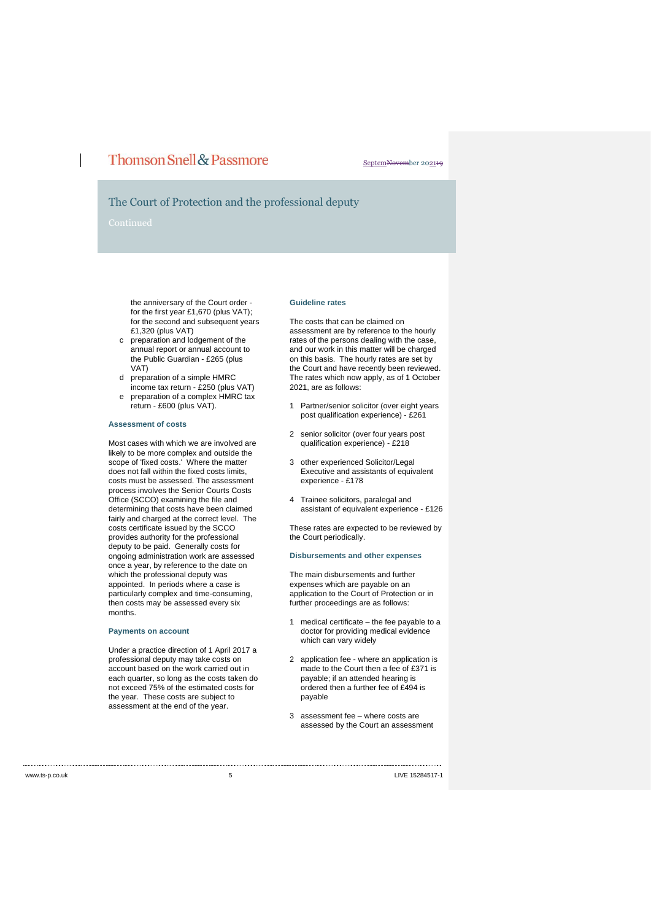the anniversary of the Court order - for the first year £1,670 (plus VAT); for the second and subsequent years £1,320 (plus VAT)

c preparation and lodgement of the annual report or annual account to the Public Guardian - £265 (plus VAT)

d preparation of a simple HMRC income tax return - £250 (plus VAT)

e preparation of a complex HMRC tax return - £600 (plus VAT).

### Assessment of costs

Most cases with which we are involved are likely to be more complex and outside the scope of 'fixed costs.' Where the matter does not fall within the fixed costs limits, costs must be assessed. The assessment process involves the Senior Courts Costs Office (SCCO) examining the file and determining that costs have been claimed fairly and charged at the correct level. The costs certificate issued by the SCCO provides authority for the professional deputy to be paid. Generally costs for ongoing administration work are assessed once a year, by reference to the date on which the professional deputy was appointed. In periods where a case is particularly complex and time-consuming, then costs may be assessed every six months.

### Payments on account

Under a practice direction of 1 April 2017 a professional deputy may take costs on account based on the work carried out in each quarter, so long as the costs taken do not exceed 75% of the estimated costs for the year. These costs are subject to assessment at the end of the year.

### Guideline rates

The costs that can be claimed on assessment are by reference to the hourly rates of the persons dealing with the case, and our work in this matter will be charged on this basis. The hourly rates are set by the Court and have recently been reviewed. The rates which now apply, as of 1 October 2021, are as follows:

1. Partner/senior solicitor (over eight years post qualification experience) - £261

2. senior solicitor (over four years post qualification experience) - £218

3. other experienced Solicitor/Legal Executive and assistants of equivalent experience - £178

4. Trainee solicitors, paralegal and assistant of equivalent experience - £126

These rates are expected to be reviewed by the Court periodically.

### Disbursements and other expenses

The main disbursements and further expenses which are payable on an application to the Court of Protection or in further proceedings are as follows:

1. medical certificate – the fee payable to a doctor for providing medical evidence which can vary widely

2. application fee - where an application is made to the Court then a fee of £371 is payable; if an attended hearing is ordered then a further fee of £494 is payable

3. assessment fee – where costs are assessed by the Court an assessment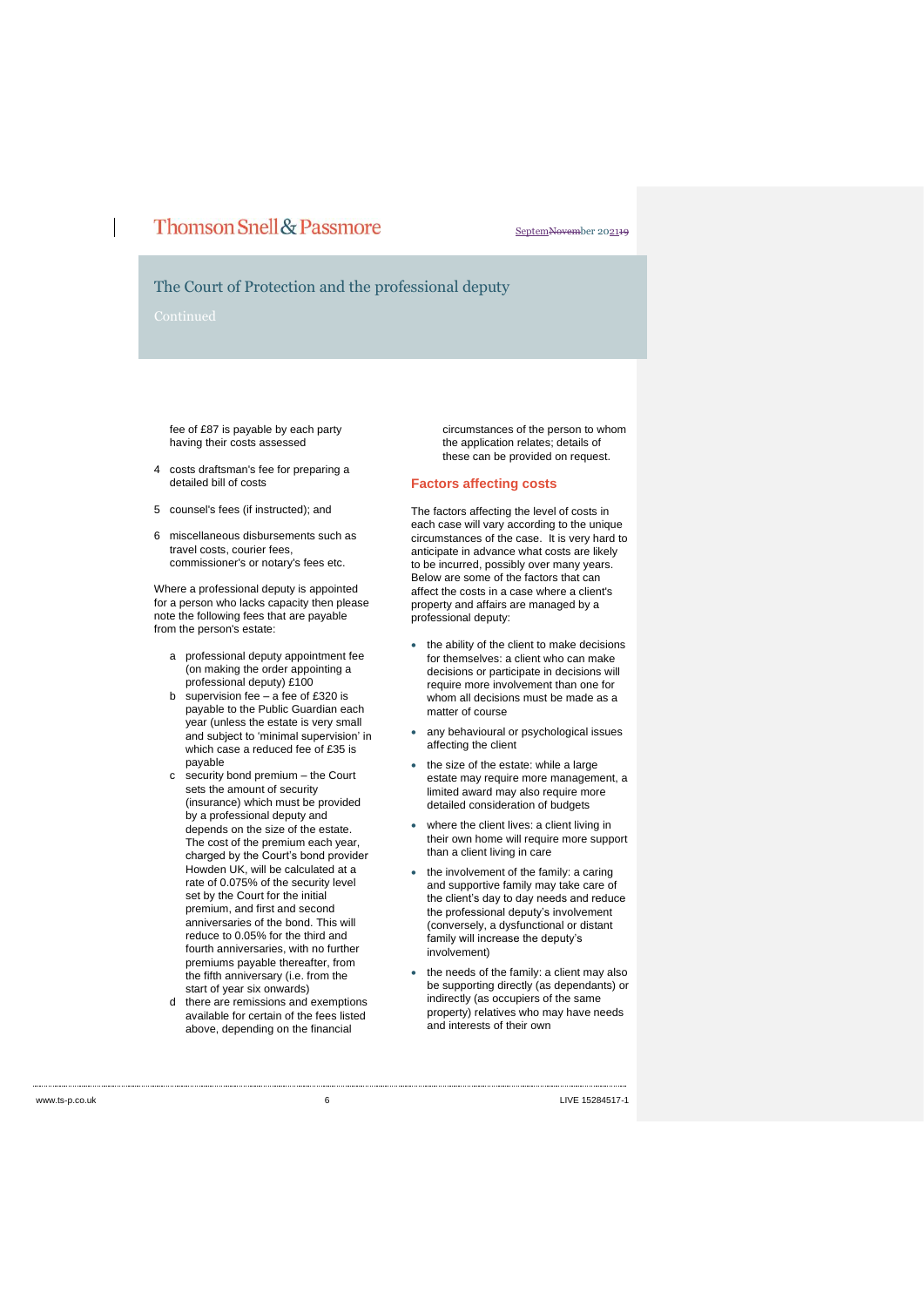## The Court of Protection and the professional deputy

Continued

fee of £87 is payable by each party having their costs assessed

4. costs draftsman's fee for preparing a detailed bill of costs
5. counsel's fees (if instructed); and
6. miscellaneous disbursements such as travel costs, courier fees, commissioner's or notary's fees etc.

Where a professional deputy is appointed for a person who lacks capacity then please note the following fees that are payable from the person's estate:

a. professional deputy appointment fee (on making the order appointing a professional deputy) £100
b. supervision fee – a fee of £320 is payable to the Public Guardian each year (unless the estate is very small and subject to 'minimal supervision' in which case a reduced fee of £35 is payable
c. security bond premium – the Court sets the amount of security (insurance) which must be provided by a professional deputy and depends on the size of the estate. The cost of the premium each year, charged by the Court's bond provider Howden UK, will be calculated at a rate of 0.075% of the security level set by the Court for the initial premium, and first and second anniversaries of the bond. This will reduce to 0.05% for the third and fourth anniversaries, with no further premiums payable thereafter, from the fifth anniversary (i.e. from the start of year six onwards)
d. there are remissions and exemptions available for certain of the fees listed above, depending on the financial circumstances of the person to whom the application relates; details of these can be provided on request.

### Factors affecting costs

The factors affecting the level of costs in each case will vary according to the unique circumstances of the case. It is very hard to anticipate in advance what costs are likely to be incurred, possibly over many years. Below are some of the factors that can affect the costs in a case where a client's property and affairs are managed by a professional deputy:

- the ability of the client to make decisions for themselves: a client who can make decisions or participate in decisions will require more involvement than one for whom all decisions must be made as a matter of course
- any behavioural or psychological issues affecting the client
- the size of the estate: while a large estate may require more management, a limited award may also require more detailed consideration of budgets
- where the client lives: a client living in their own home will require more support than a client living in care
- the involvement of the family: a caring and supportive family may take care of the client's day to day needs and reduce the professional deputy's involvement (conversely, a dysfunctional or distant family will increase the deputy's involvement)
- the needs of the family: a client may also be supporting directly (as dependants) or indirectly (as occupiers of the same property) relatives who may have needs and interests of their own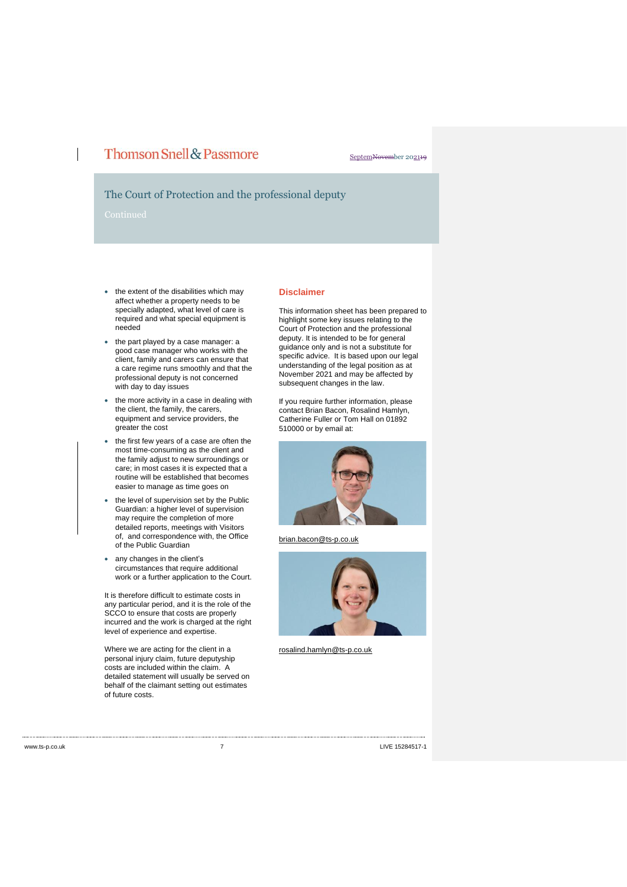## The Court of Protection and the professional deputy

Continued

- the extent of the disabilities which may affect whether a property needs to be specially adapted, what level of care is required and what special equipment is needed
- the part played by a case manager: a good case manager who works with the client, family and carers can ensure that a care regime runs smoothly and that the professional deputy is not concerned with day to day issues
- the more activity in a case in dealing with the client, the family, the carers, equipment and service providers, the greater the cost
- the first few years of a case are often the most time-consuming as the client and the family adjust to new surroundings or care; in most cases it is expected that a routine will be established that becomes easier to manage as time goes on
- the level of supervision set by the Public Guardian: a higher level of supervision may require the completion of more detailed reports, meetings with Visitors of, and correspondence with, the Office of the Public Guardian
- any changes in the client's circumstances that require additional work or a further application to the Court.

It is therefore difficult to estimate costs in any particular period, and it is the role of the SCCO to ensure that costs are properly incurred and the work is charged at the right level of experience and expertise.

Where we are acting for the client in a personal injury claim, future deputyship costs are included within the claim. A detailed statement will usually be served on behalf of the claimant setting out estimates of future costs.

### Disclaimer

This information sheet has been prepared to highlight some key issues relating to the Court of Protection and the professional deputy. It is intended to be for general guidance only and is not a substitute for specific advice. It is based upon our legal understanding of the legal position as at November 2021 and may be affected by subsequent changes in the law.

If you require further information, please contact Brian Bacon, Rosalind Hamlyn, Catherine Fuller or Tom Hall on 01892 510000 or by email at:

brian.bacon@ts-p.co.uk

rosalind.hamlyn@ts-p.co.uk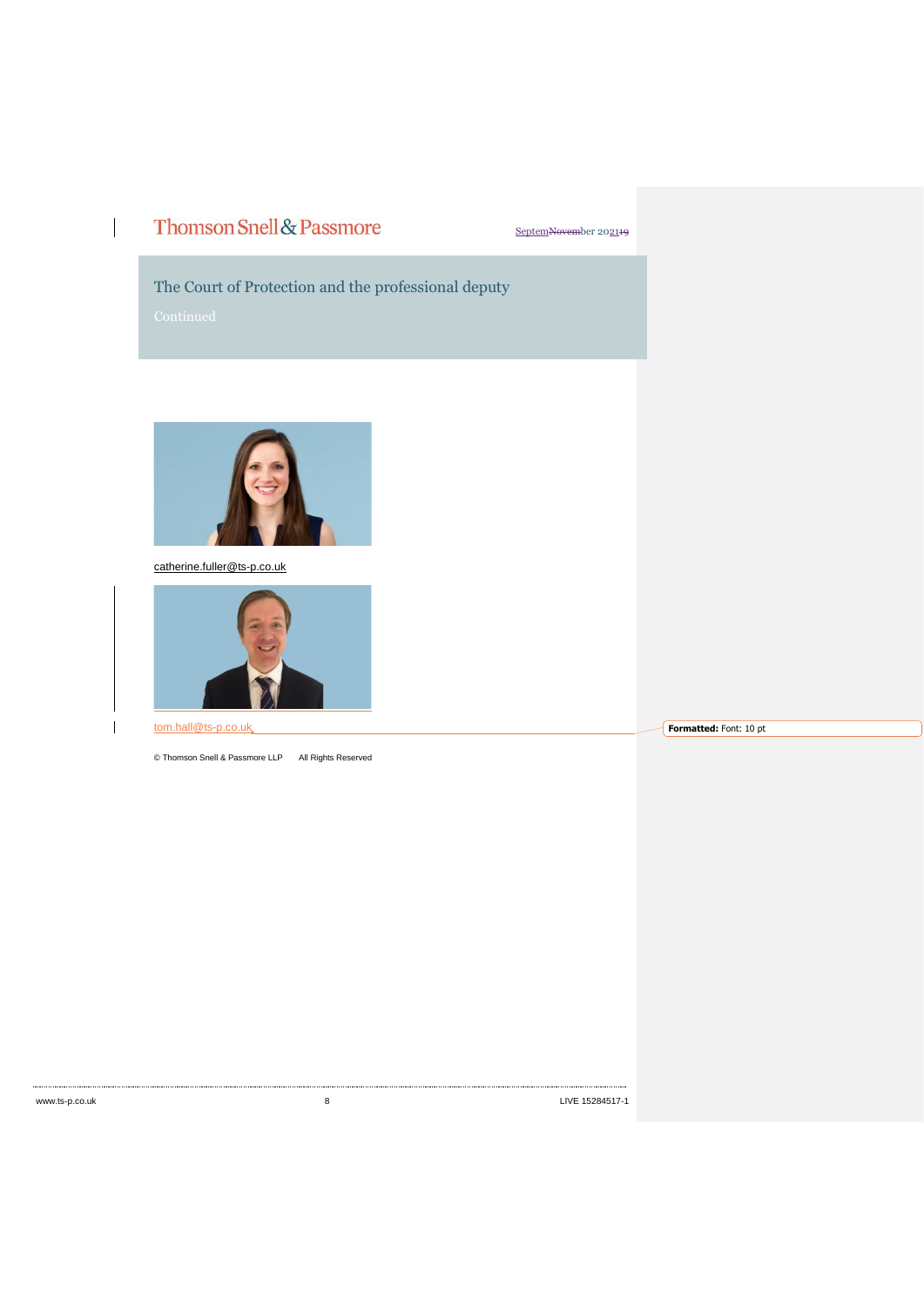# The Court of Protection and the professional deputy

Continued

catherine.fuller@ts-p.co.uk

tom.hall@ts-p.co.uk

© Thomson Snell & Passmore LLP All Rights Reserved